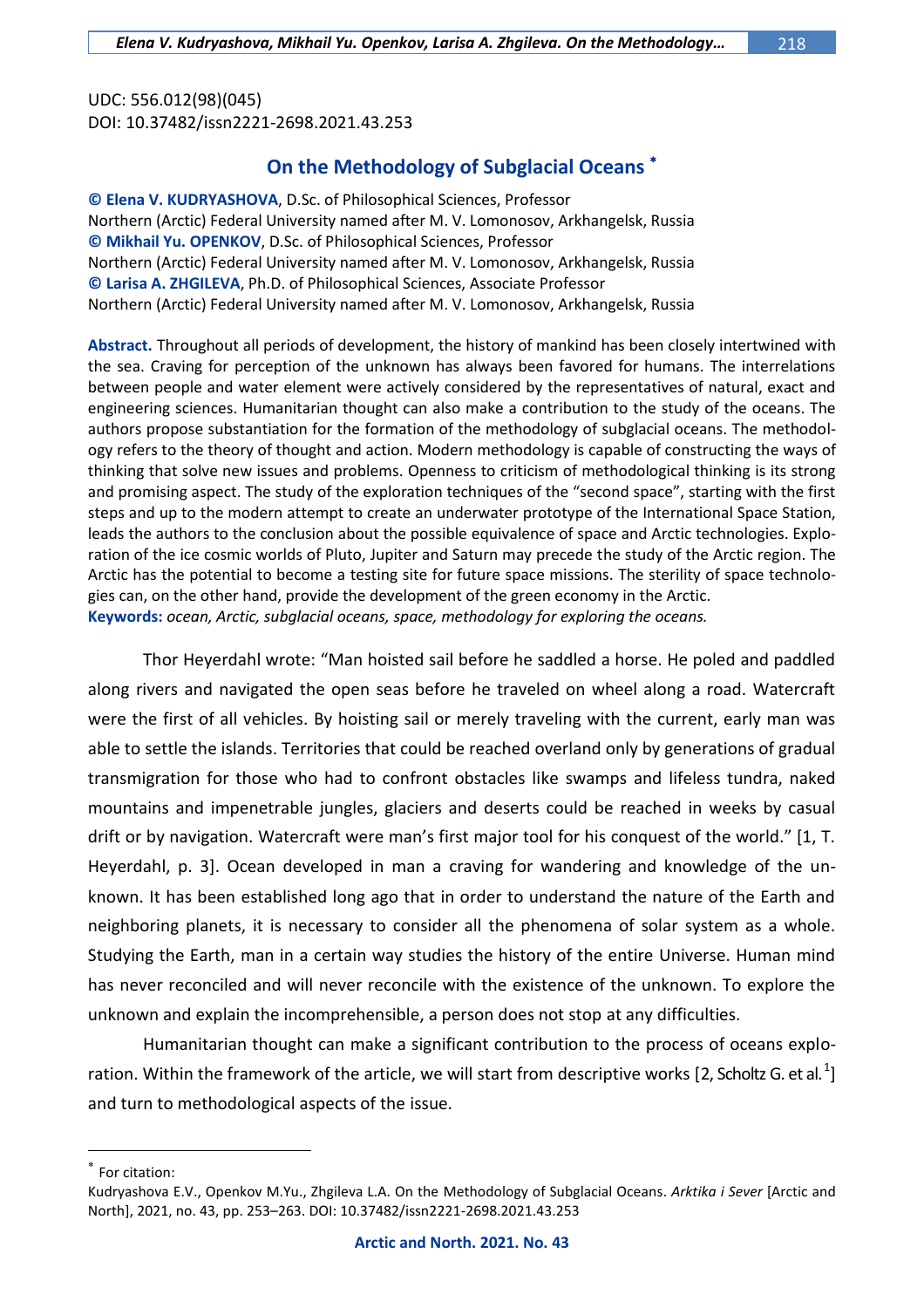UDC: 556.012(98)(045)
DOI: 10.37482/issn2221-2698.2021.43.253

# On the Methodology of Subglacial Oceans [*]

**© Elena V. KUDRYASHOVA**, D.Sc. of Philosophical Sciences, Professor
Northern (Arctic) Federal University named after M. V. Lomonosov, Arkhangelsk, Russia
**© Mikhail Yu. OPENKOV**, D.Sc. of Philosophical Sciences, Professor
Northern (Arctic) Federal University named after M. V. Lomonosov, Arkhangelsk, Russia
**© Larisa A. ZHGILEVA**, Ph.D. of Philosophical Sciences, Associate Professor
Northern (Arctic) Federal University named after M. V. Lomonosov, Arkhangelsk, Russia

**Abstract.** Throughout all periods of development, the history of mankind has been closely intertwined with the sea. Craving for perception of the unknown has always been favored for humans. The interrelations between people and water element were actively considered by the representatives of natural, exact and engineering sciences. Humanitarian thought can also make a contribution to the study of the oceans. The authors propose substantiation for the formation of the methodology of subglacial oceans. The methodology refers to the theory of thought and action. Modern methodology is capable of constructing the ways of thinking that solve new issues and problems. Openness to criticism of methodological thinking is its strong and promising aspect. The study of the exploration techniques of the "second space", starting with the first steps and up to the modern attempt to create an underwater prototype of the International Space Station, leads the authors to the conclusion about the possible equivalence of space and Arctic technologies. Exploration of the ice cosmic worlds of Pluto, Jupiter and Saturn may precede the study of the Arctic region. The Arctic has the potential to become a testing site for future space missions. The sterility of space technologies can, on the other hand, provide the development of the green economy in the Arctic.
**Keywords:** *ocean, Arctic, subglacial oceans, space, methodology for exploring the oceans.*

Thor Heyerdahl wrote: "Man hoisted sail before he saddled a horse. He poled and paddled along rivers and navigated the open seas before he traveled on wheel along a road. Watercraft were the first of all vehicles. By hoisting sail or merely traveling with the current, early man was able to settle the islands. Territories that could be reached overland only by generations of gradual transmigration for those who had to confront obstacles like swamps and lifeless tundra, naked mountains and impenetrable jungles, glaciers and deserts could be reached in weeks by casual drift or by navigation. Watercraft were man's first major tool for his conquest of the world." [1, T. Heyerdahl, p. 3]. Ocean developed in man a craving for wandering and knowledge of the unknown. It has been established long ago that in order to understand the nature of the Earth and neighboring planets, it is necessary to consider all the phenomena of solar system as a whole. Studying the Earth, man in a certain way studies the history of the entire Universe. Human mind has never reconciled and will never reconcile with the existence of the unknown. To explore the unknown and explain the incomprehensible, a person does not stop at any difficulties.

Humanitarian thought can make a significant contribution to the process of oceans exploration. Within the framework of the article, we will start from descriptive works [2, Scholtz G. et al. [1]] and turn to methodological aspects of the issue.

---

[*] For citation:
Kudryashova E.V., Openkov M.Yu., Zhgileva L.A. On the Methodology of Subglacial Oceans. *Arktika i Sever* [Arctic and North], 2021, no. 43, pp. 253–263. DOI: 10.37482/issn2221-2698.2021.43.253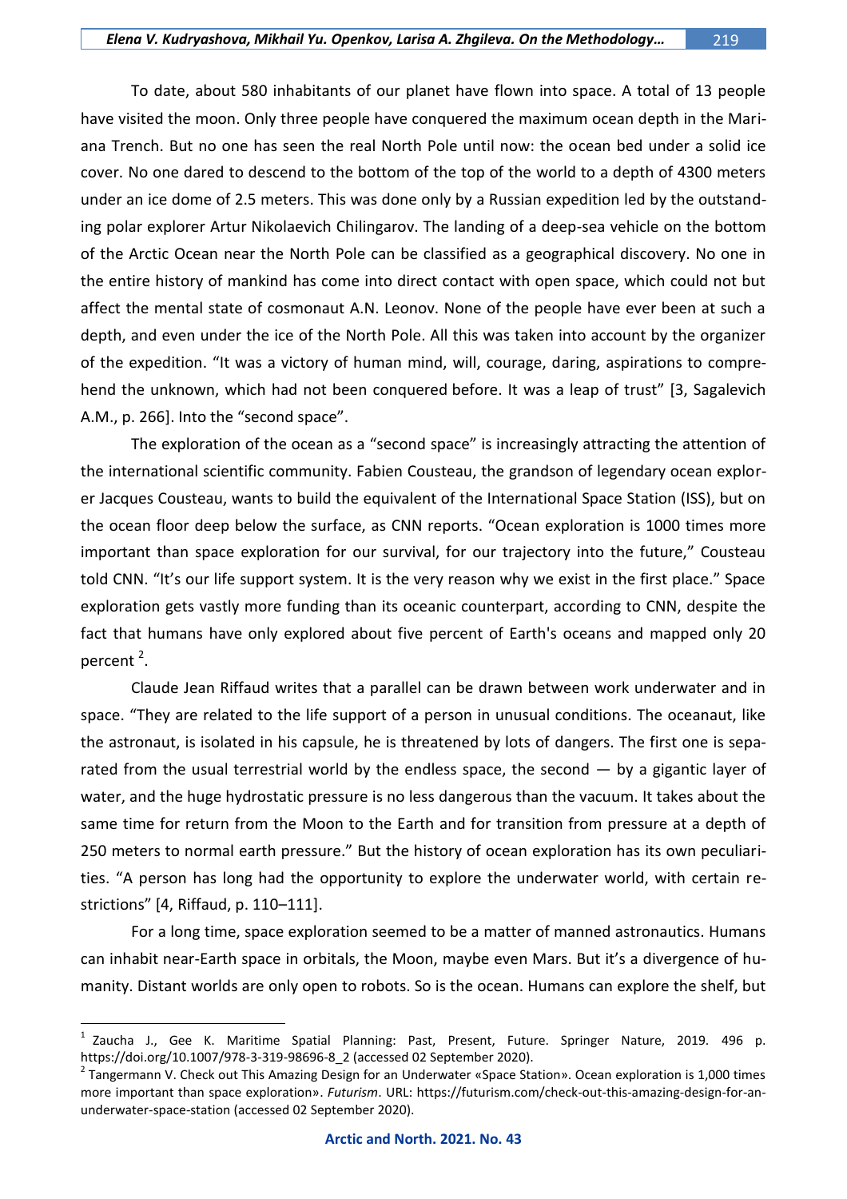To date, about 580 inhabitants of our planet have flown into space. A total of 13 people have visited the moon. Only three people have conquered the maximum ocean depth in the Mariana Trench. But no one has seen the real North Pole until now: the ocean bed under a solid ice cover. No one dared to descend to the bottom of the top of the world to a depth of 4300 meters under an ice dome of 2.5 meters. This was done only by a Russian expedition led by the outstanding polar explorer Artur Nikolaevich Chilingarov. The landing of a deep-sea vehicle on the bottom of the Arctic Ocean near the North Pole can be classified as a geographical discovery. No one in the entire history of mankind has come into direct contact with open space, which could not but affect the mental state of cosmonaut A.N. Leonov. None of the people have ever been at such a depth, and even under the ice of the North Pole. All this was taken into account by the organizer of the expedition. "It was a victory of human mind, will, courage, daring, aspirations to comprehend the unknown, which had not been conquered before. It was a leap of trust" [3, Sagalevich A.M., p. 266]. Into the "second space".

The exploration of the ocean as a "second space" is increasingly attracting the attention of the international scientific community. Fabien Cousteau, the grandson of legendary ocean explorer Jacques Cousteau, wants to build the equivalent of the International Space Station (ISS), but on the ocean floor deep below the surface, as CNN reports. "Ocean exploration is 1000 times more important than space exploration for our survival, for our trajectory into the future," Cousteau told CNN. "It's our life support system. It is the very reason why we exist in the first place." Space exploration gets vastly more funding than its oceanic counterpart, according to CNN, despite the fact that humans have only explored about five percent of Earth's oceans and mapped only 20 percent [2].

Claude Jean Riffaud writes that a parallel can be drawn between work underwater and in space. "They are related to the life support of a person in unusual conditions. The oceanaut, like the astronaut, is isolated in his capsule, he is threatened by lots of dangers. The first one is separated from the usual terrestrial world by the endless space, the second — by a gigantic layer of water, and the huge hydrostatic pressure is no less dangerous than the vacuum. It takes about the same time for return from the Moon to the Earth and for transition from pressure at a depth of 250 meters to normal earth pressure." But the history of ocean exploration has its own peculiarities. "A person has long had the opportunity to explore the underwater world, with certain restrictions" [4, Riffaud, p. 110–111].

For a long time, space exploration seemed to be a matter of manned astronautics. Humans can inhabit near-Earth space in orbitals, the Moon, maybe even Mars. But it's a divergence of humanity. Distant worlds are only open to robots. So is the ocean. Humans can explore the shelf, but

---

[1] Zaucha J., Gee K. Maritime Spatial Planning: Past, Present, Future. Springer Nature, 2019. 496 p. https://doi.org/10.1007/978-3-319-98696-8_2 (accessed 02 September 2020).

[2] Tangermann V. Check out This Amazing Design for an Underwater «Space Station». Ocean exploration is 1,000 times more important than space exploration». *Futurism*. URL: https://futurism.com/check-out-this-amazing-design-for-an-underwater-space-station (accessed 02 September 2020).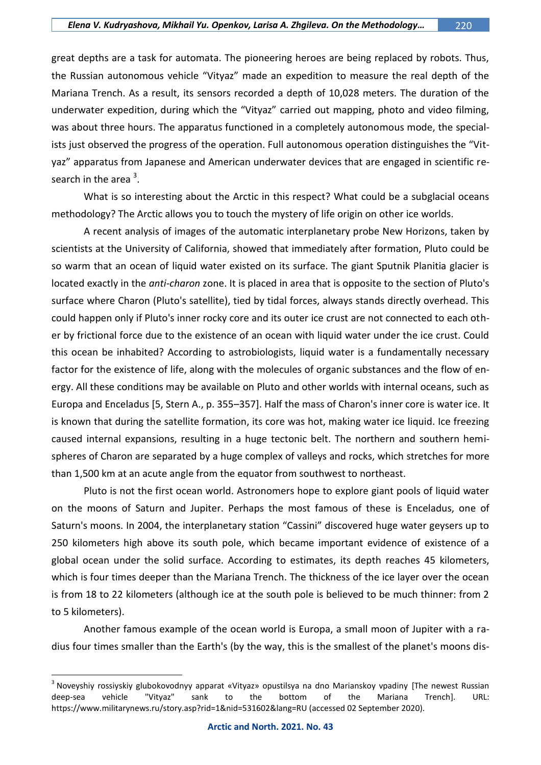great depths are a task for automata. The pioneering heroes are being replaced by robots. Thus, the Russian autonomous vehicle "Vityaz" made an expedition to measure the real depth of the Mariana Trench. As a result, its sensors recorded a depth of 10,028 meters. The duration of the underwater expedition, during which the "Vityaz" carried out mapping, photo and video filming, was about three hours. The apparatus functioned in a completely autonomous mode, the specialists just observed the progress of the operation. Full autonomous operation distinguishes the "Vityaz" apparatus from Japanese and American underwater devices that are engaged in scientific research in the area [3].

What is so interesting about the Arctic in this respect? What could be a subglacial oceans methodology? The Arctic allows you to touch the mystery of life origin on other ice worlds.

A recent analysis of images of the automatic interplanetary probe New Horizons, taken by scientists at the University of California, showed that immediately after formation, Pluto could be so warm that an ocean of liquid water existed on its surface. The giant Sputnik Planitia glacier is located exactly in the *anti-charon* zone. It is placed in area that is opposite to the section of Pluto's surface where Charon (Pluto's satellite), tied by tidal forces, always stands directly overhead. This could happen only if Pluto's inner rocky core and its outer ice crust are not connected to each other by frictional force due to the existence of an ocean with liquid water under the ice crust. Could this ocean be inhabited? According to astrobiologists, liquid water is a fundamentally necessary factor for the existence of life, along with the molecules of organic substances and the flow of energy. All these conditions may be available on Pluto and other worlds with internal oceans, such as Europa and Enceladus [5, Stern A., p. 355–357]. Half the mass of Charon's inner core is water ice. It is known that during the satellite formation, its core was hot, making water ice liquid. Ice freezing caused internal expansions, resulting in a huge tectonic belt. The northern and southern hemispheres of Charon are separated by a huge complex of valleys and rocks, which stretches for more than 1,500 km at an acute angle from the equator from southwest to northeast.

Pluto is not the first ocean world. Astronomers hope to explore giant pools of liquid water on the moons of Saturn and Jupiter. Perhaps the most famous of these is Enceladus, one of Saturn's moons. In 2004, the interplanetary station "Cassini" discovered huge water geysers up to 250 kilometers high above its south pole, which became important evidence of existence of a global ocean under the solid surface. According to estimates, its depth reaches 45 kilometers, which is four times deeper than the Mariana Trench. The thickness of the ice layer over the ocean is from 18 to 22 kilometers (although ice at the south pole is believed to be much thinner: from 2 to 5 kilometers).

Another famous example of the ocean world is Europa, a small moon of Jupiter with a radius four times smaller than the Earth's (by the way, this is the smallest of the planet's moons dis-

---

[3] Noveyshiy rossiyskiy glubokovodnyy apparat «Vityaz» opustilsya na dno Marianskoy vpadiny [The newest Russian deep-sea vehicle "Vityaz" sank to the bottom of the Mariana Trench]. URL: https://www.militarynews.ru/story.asp?rid=1&nid=531602&lang=RU (accessed 02 September 2020).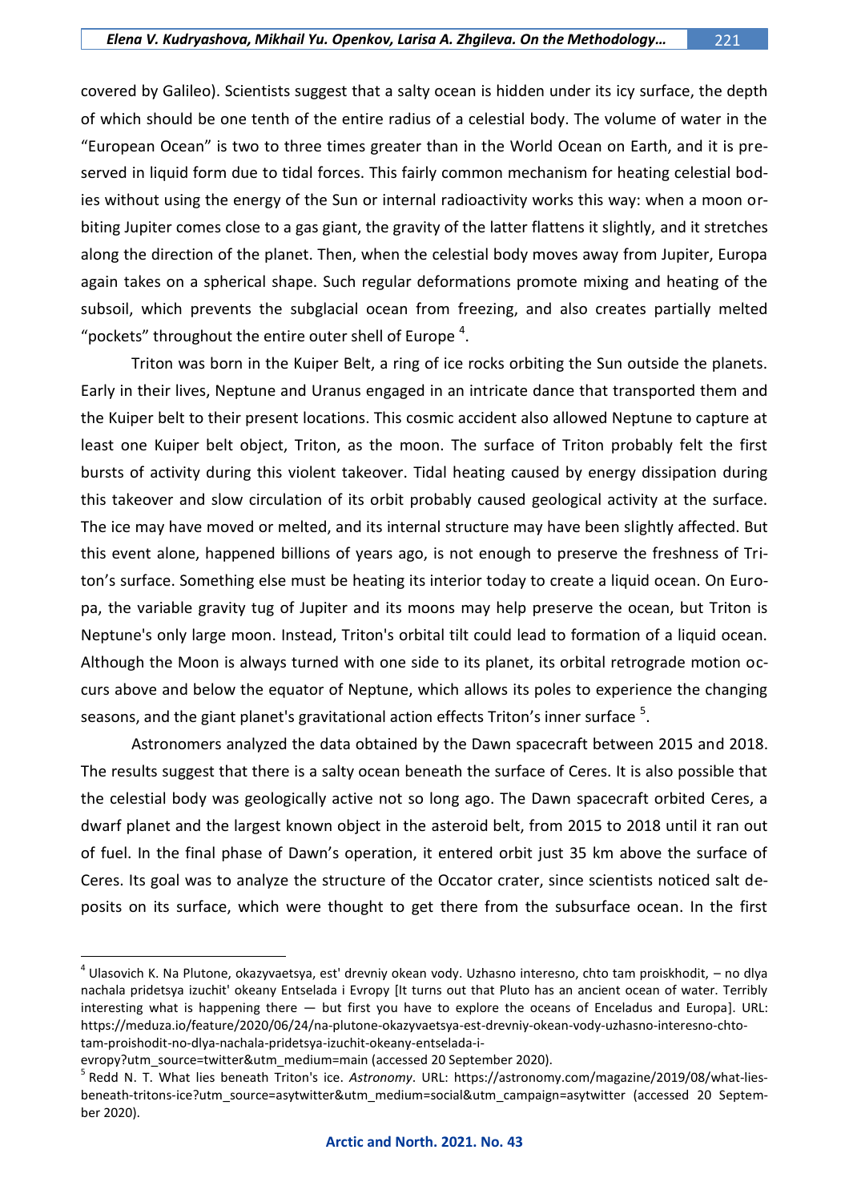covered by Galileo). Scientists suggest that a salty ocean is hidden under its icy surface, the depth of which should be one tenth of the entire radius of a celestial body. The volume of water in the "European Ocean" is two to three times greater than in the World Ocean on Earth, and it is preserved in liquid form due to tidal forces. This fairly common mechanism for heating celestial bodies without using the energy of the Sun or internal radioactivity works this way: when a moon orbiting Jupiter comes close to a gas giant, the gravity of the latter flattens it slightly, and it stretches along the direction of the planet. Then, when the celestial body moves away from Jupiter, Europa again takes on a spherical shape. Such regular deformations promote mixing and heating of the subsoil, which prevents the subglacial ocean from freezing, and also creates partially melted "pockets" throughout the entire outer shell of Europe [4].

Triton was born in the Kuiper Belt, a ring of ice rocks orbiting the Sun outside the planets. Early in their lives, Neptune and Uranus engaged in an intricate dance that transported them and the Kuiper belt to their present locations. This cosmic accident also allowed Neptune to capture at least one Kuiper belt object, Triton, as the moon. The surface of Triton probably felt the first bursts of activity during this violent takeover. Tidal heating caused by energy dissipation during this takeover and slow circulation of its orbit probably caused geological activity at the surface. The ice may have moved or melted, and its internal structure may have been slightly affected. But this event alone, happened billions of years ago, is not enough to preserve the freshness of Triton's surface. Something else must be heating its interior today to create a liquid ocean. On Europa, the variable gravity tug of Jupiter and its moons may help preserve the ocean, but Triton is Neptune's only large moon. Instead, Triton's orbital tilt could lead to formation of a liquid ocean. Although the Moon is always turned with one side to its planet, its orbital retrograde motion occurs above and below the equator of Neptune, which allows its poles to experience the changing seasons, and the giant planet's gravitational action effects Triton's inner surface [5].

Astronomers analyzed the data obtained by the Dawn spacecraft between 2015 and 2018. The results suggest that there is a salty ocean beneath the surface of Ceres. It is also possible that the celestial body was geologically active not so long ago. The Dawn spacecraft orbited Ceres, a dwarf planet and the largest known object in the asteroid belt, from 2015 to 2018 until it ran out of fuel. In the final phase of Dawn's operation, it entered orbit just 35 km above the surface of Ceres. Its goal was to analyze the structure of the Occator crater, since scientists noticed salt deposits on its surface, which were thought to get there from the subsurface ocean. In the first

---

[4] Ulasovich K. Na Plutone, okazyvaetsya, est' drevniy okean vody. Uzhasno interesno, chto tam proiskhodit, – no dlya nachala pridetsya izuchit' okeany Entselada i Evropy [It turns out that Pluto has an ancient ocean of water. Terribly interesting what is happening there — but first you have to explore the oceans of Enceladus and Europa]. URL: https://meduza.io/feature/2020/06/24/na-plutone-okazyvaetsya-est-drevniy-okean-vody-uzhasno-interesno-chto-tam-proishodit-no-dlya-nachala-pridetsya-izuchit-okeany-entselada-i-evropy?utm_source=twitter&utm_medium=main (accessed 20 September 2020).

[5] Redd N. T. What lies beneath Triton's ice. *Astronomy*. URL: https://astronomy.com/magazine/2019/08/what-lies-beneath-tritons-ice?utm_source=asytwitter&utm_medium=social&utm_campaign=asytwitter (accessed 20 September 2020).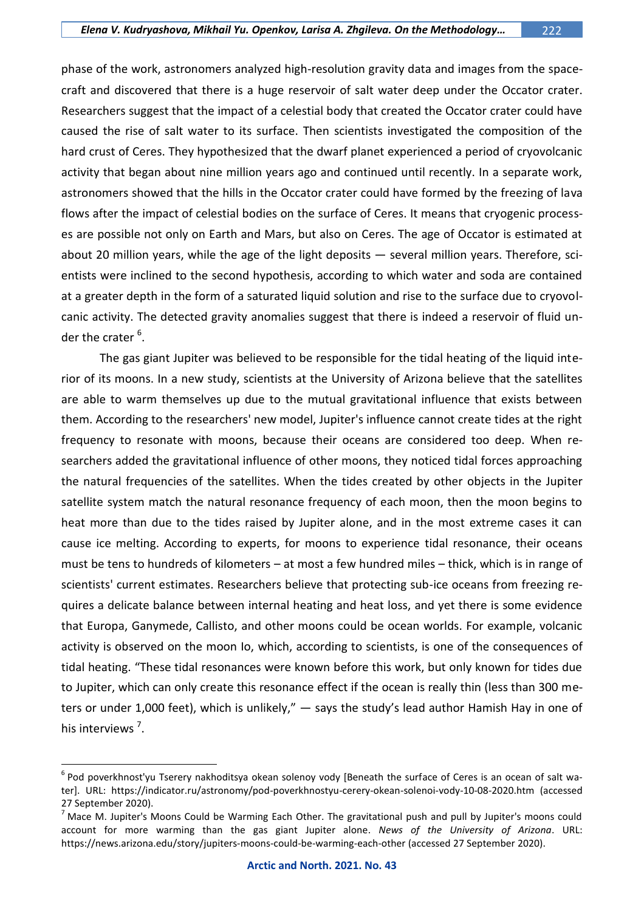phase of the work, astronomers analyzed high-resolution gravity data and images from the spacecraft and discovered that there is a huge reservoir of salt water deep under the Occator crater. Researchers suggest that the impact of a celestial body that created the Occator crater could have caused the rise of salt water to its surface. Then scientists investigated the composition of the hard crust of Ceres. They hypothesized that the dwarf planet experienced a period of cryovolcanic activity that began about nine million years ago and continued until recently. In a separate work, astronomers showed that the hills in the Occator crater could have formed by the freezing of lava flows after the impact of celestial bodies on the surface of Ceres. It means that cryogenic processes are possible not only on Earth and Mars, but also on Ceres. The age of Occator is estimated at about 20 million years, while the age of the light deposits — several million years. Therefore, scientists were inclined to the second hypothesis, according to which water and soda are contained at a greater depth in the form of a saturated liquid solution and rise to the surface due to cryovolcanic activity. The detected gravity anomalies suggest that there is indeed a reservoir of fluid under the crater [6].

The gas giant Jupiter was believed to be responsible for the tidal heating of the liquid interior of its moons. In a new study, scientists at the University of Arizona believe that the satellites are able to warm themselves up due to the mutual gravitational influence that exists between them. According to the researchers' new model, Jupiter's influence cannot create tides at the right frequency to resonate with moons, because their oceans are considered too deep. When researchers added the gravitational influence of other moons, they noticed tidal forces approaching the natural frequencies of the satellites. When the tides created by other objects in the Jupiter satellite system match the natural resonance frequency of each moon, then the moon begins to heat more than due to the tides raised by Jupiter alone, and in the most extreme cases it can cause ice melting. According to experts, for moons to experience tidal resonance, their oceans must be tens to hundreds of kilometers – at most a few hundred miles – thick, which is in range of scientists' current estimates. Researchers believe that protecting sub-ice oceans from freezing requires a delicate balance between internal heating and heat loss, and yet there is some evidence that Europa, Ganymede, Callisto, and other moons could be ocean worlds. For example, volcanic activity is observed on the moon Io, which, according to scientists, is one of the consequences of tidal heating. "These tidal resonances were known before this work, but only known for tides due to Jupiter, which can only create this resonance effect if the ocean is really thin (less than 300 meters or under 1,000 feet), which is unlikely," — says the study's lead author Hamish Hay in one of his interviews [7].

---

[6] Pod poverkhnost'yu Tserery nakhoditsya okean solenoy vody [Beneath the surface of Ceres is an ocean of salt water]. URL: https://indicator.ru/astronomy/pod-poverkhnostyu-cerery-okean-solenoi-vody-10-08-2020.htm (accessed 27 September 2020).

[7] Mace M. Jupiter's Moons Could be Warming Each Other. The gravitational push and pull by Jupiter's moons could account for more warming than the gas giant Jupiter alone. *News of the University of Arizona*. URL: https://news.arizona.edu/story/jupiters-moons-could-be-warming-each-other (accessed 27 September 2020).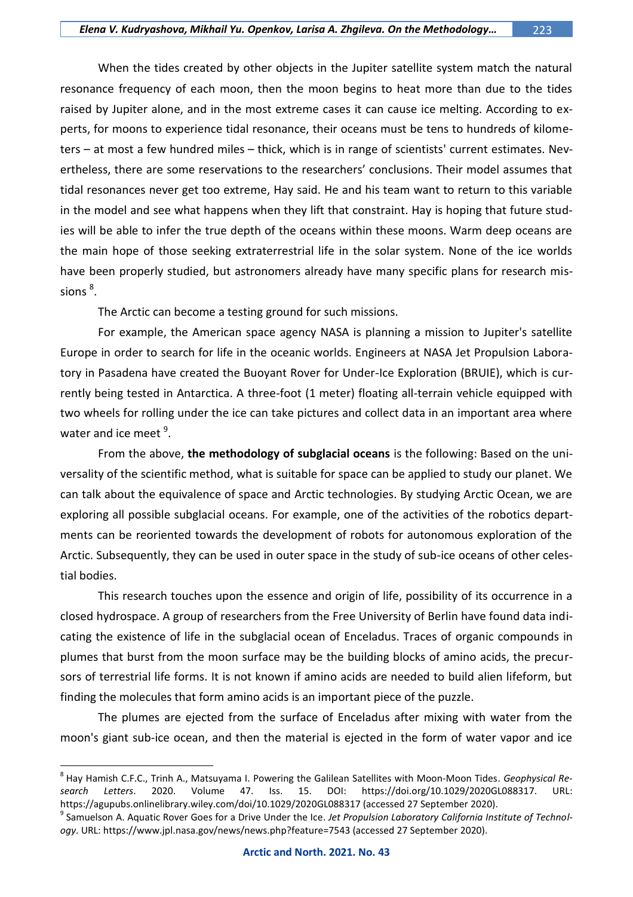When the tides created by other objects in the Jupiter satellite system match the natural resonance frequency of each moon, then the moon begins to heat more than due to the tides raised by Jupiter alone, and in the most extreme cases it can cause ice melting. According to experts, for moons to experience tidal resonance, their oceans must be tens to hundreds of kilometers – at most a few hundred miles – thick, which is in range of scientists' current estimates. Nevertheless, there are some reservations to the researchers' conclusions. Their model assumes that tidal resonances never get too extreme, Hay said. He and his team want to return to this variable in the model and see what happens when they lift that constraint. Hay is hoping that future studies will be able to infer the true depth of the oceans within these moons. Warm deep oceans are the main hope of those seeking extraterrestrial life in the solar system. None of the ice worlds have been properly studied, but astronomers already have many specific plans for research missions [8].

The Arctic can become a testing ground for such missions.

For example, the American space agency NASA is planning a mission to Jupiter's satellite Europe in order to search for life in the oceanic worlds. Engineers at NASA Jet Propulsion Laboratory in Pasadena have created the Buoyant Rover for Under-Ice Exploration (BRUIE), which is currently being tested in Antarctica. A three-foot (1 meter) floating all-terrain vehicle equipped with two wheels for rolling under the ice can take pictures and collect data in an important area where water and ice meet [9].

From the above, **the methodology of subglacial oceans** is the following: Based on the universality of the scientific method, what is suitable for space can be applied to study our planet. We can talk about the equivalence of space and Arctic technologies. By studying Arctic Ocean, we are exploring all possible subglacial oceans. For example, one of the activities of the robotics departments can be reoriented towards the development of robots for autonomous exploration of the Arctic. Subsequently, they can be used in outer space in the study of sub-ice oceans of other celestial bodies.

This research touches upon the essence and origin of life, possibility of its occurrence in a closed hydrospace. A group of researchers from the Free University of Berlin have found data indicating the existence of life in the subglacial ocean of Enceladus. Traces of organic compounds in plumes that burst from the moon surface may be the building blocks of amino acids, the precursors of terrestrial life forms. It is not known if amino acids are needed to build alien lifeform, but finding the molecules that form amino acids is an important piece of the puzzle.

The plumes are ejected from the surface of Enceladus after mixing with water from the moon's giant sub-ice ocean, and then the material is ejected in the form of water vapor and ice

---

[8] Hay Hamish C.F.C., Trinh A., Matsuyama I. Powering the Galilean Satellites with Moon-Moon Tides. *Geophysical Research Letters*. 2020. Volume 47. Iss. 15. DOI: https://doi.org/10.1029/2020GL088317. URL: https://agupubs.onlinelibrary.wiley.com/doi/10.1029/2020GL088317 (accessed 27 September 2020).

[9] Samuelson A. Aquatic Rover Goes for a Drive Under the Ice. *Jet Propulsion Laboratory California Institute of Technology*. URL: https://www.jpl.nasa.gov/news/news.php?feature=7543 (accessed 27 September 2020).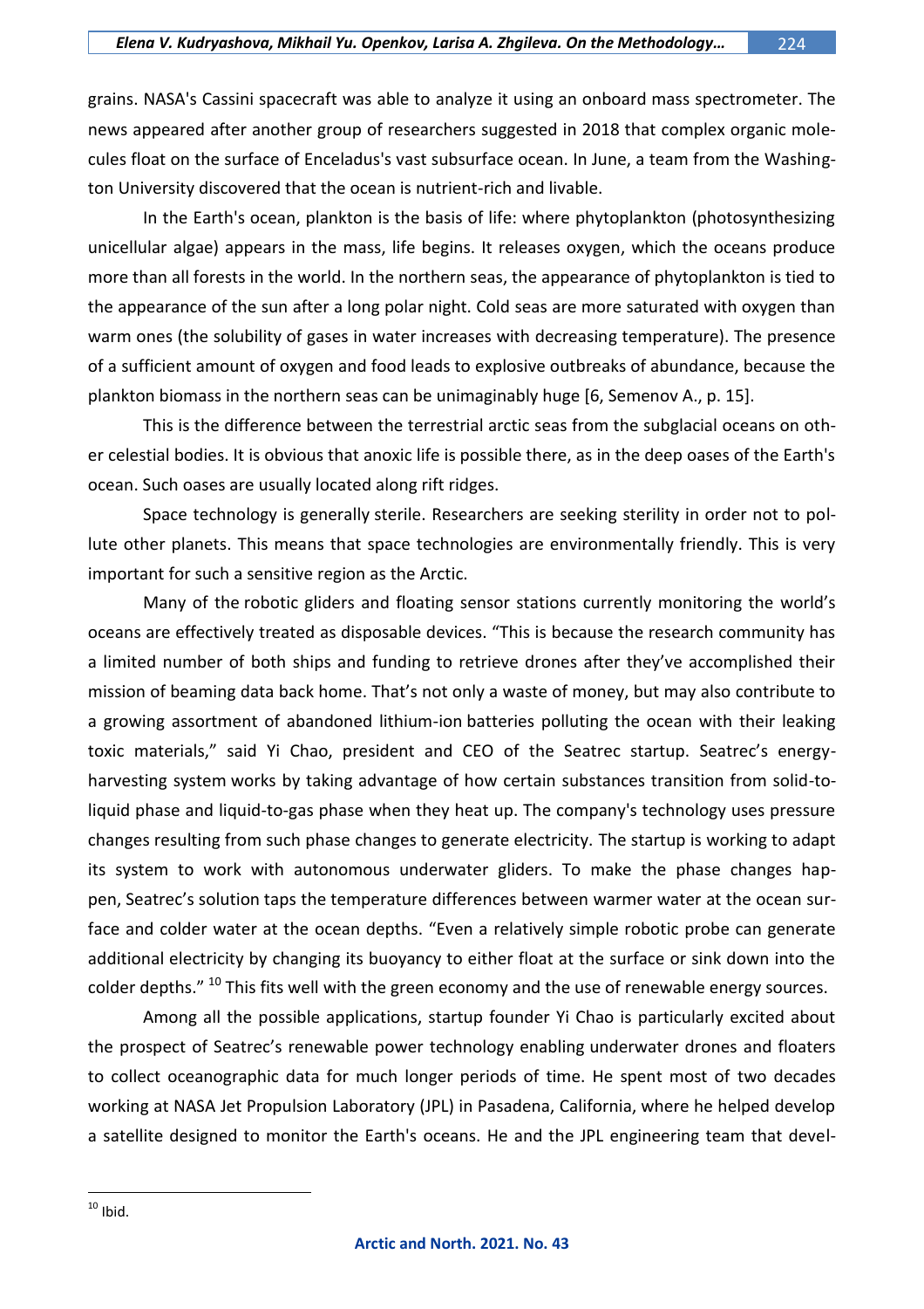grains. NASA's Cassini spacecraft was able to analyze it using an onboard mass spectrometer. The news appeared after another group of researchers suggested in 2018 that complex organic molecules float on the surface of Enceladus's vast subsurface ocean. In June, a team from the Washington University discovered that the ocean is nutrient-rich and livable.

In the Earth's ocean, plankton is the basis of life: where phytoplankton (photosynthesizing unicellular algae) appears in the mass, life begins. It releases oxygen, which the oceans produce more than all forests in the world. In the northern seas, the appearance of phytoplankton is tied to the appearance of the sun after a long polar night. Cold seas are more saturated with oxygen than warm ones (the solubility of gases in water increases with decreasing temperature). The presence of a sufficient amount of oxygen and food leads to explosive outbreaks of abundance, because the plankton biomass in the northern seas can be unimaginably huge [6, Semenov A., p. 15].

This is the difference between the terrestrial arctic seas from the subglacial oceans on other celestial bodies. It is obvious that anoxic life is possible there, as in the deep oases of the Earth's ocean. Such oases are usually located along rift ridges.

Space technology is generally sterile. Researchers are seeking sterility in order not to pollute other planets. This means that space technologies are environmentally friendly. This is very important for such a sensitive region as the Arctic.

Many of the robotic gliders and floating sensor stations currently monitoring the world's oceans are effectively treated as disposable devices. "This is because the research community has a limited number of both ships and funding to retrieve drones after they've accomplished their mission of beaming data back home. That's not only a waste of money, but may also contribute to a growing assortment of abandoned lithium-ion batteries polluting the ocean with their leaking toxic materials," said Yi Chao, president and CEO of the Seatrec startup. Seatrec's energy-harvesting system works by taking advantage of how certain substances transition from solid-to-liquid phase and liquid-to-gas phase when they heat up. The company's technology uses pressure changes resulting from such phase changes to generate electricity. The startup is working to adapt its system to work with autonomous underwater gliders. To make the phase changes happen, Seatrec's solution taps the temperature differences between warmer water at the ocean surface and colder water at the ocean depths. "Even a relatively simple robotic probe can generate additional electricity by changing its buoyancy to either float at the surface or sink down into the colder depths." [10] This fits well with the green economy and the use of renewable energy sources.

Among all the possible applications, startup founder Yi Chao is particularly excited about the prospect of Seatrec's renewable power technology enabling underwater drones and floaters to collect oceanographic data for much longer periods of time. He spent most of two decades working at NASA Jet Propulsion Laboratory (JPL) in Pasadena, California, where he helped develop a satellite designed to monitor the Earth's oceans. He and the JPL engineering team that devel-

[10] Ibid.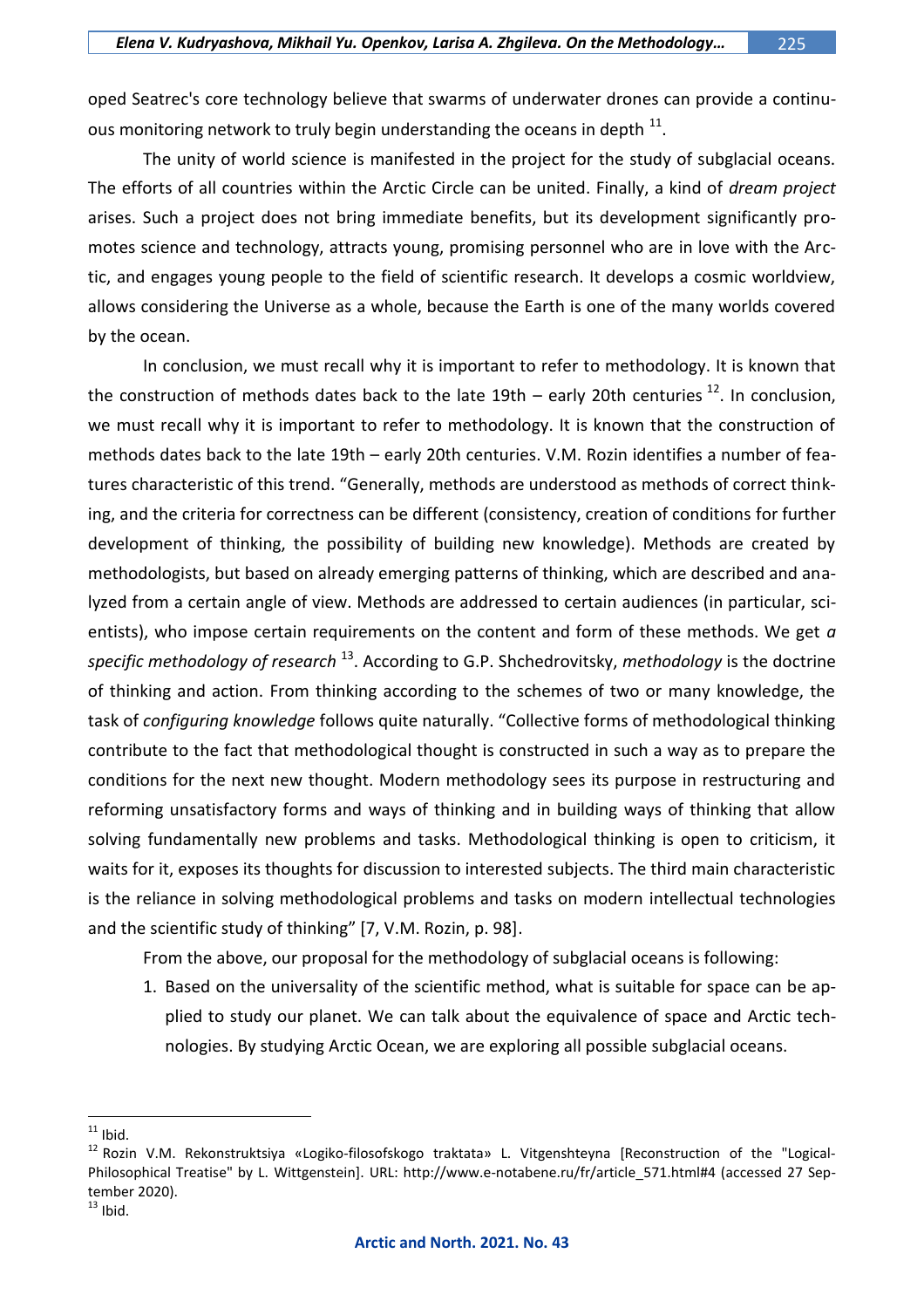oped Seatrec's core technology believe that swarms of underwater drones can provide a continuous monitoring network to truly begin understanding the oceans in depth [11].

The unity of world science is manifested in the project for the study of subglacial oceans. The efforts of all countries within the Arctic Circle can be united. Finally, a kind of *dream project* arises. Such a project does not bring immediate benefits, but its development significantly promotes science and technology, attracts young, promising personnel who are in love with the Arctic, and engages young people to the field of scientific research. It develops a cosmic worldview, allows considering the Universe as a whole, because the Earth is one of the many worlds covered by the ocean.

In conclusion, we must recall why it is important to refer to methodology. It is known that the construction of methods dates back to the late 19th – early 20th centuries [12]. In conclusion, we must recall why it is important to refer to methodology. It is known that the construction of methods dates back to the late 19th – early 20th centuries. V.M. Rozin identifies a number of features characteristic of this trend. "Generally, methods are understood as methods of correct thinking, and the criteria for correctness can be different (consistency, creation of conditions for further development of thinking, the possibility of building new knowledge). Methods are created by methodologists, but based on already emerging patterns of thinking, which are described and analyzed from a certain angle of view. Methods are addressed to certain audiences (in particular, scientists), who impose certain requirements on the content and form of these methods. We get *a specific methodology of research* [13]. According to G.P. Shchedrovitsky, *methodology* is the doctrine of thinking and action. From thinking according to the schemes of two or many knowledge, the task of *configuring knowledge* follows quite naturally. "Collective forms of methodological thinking contribute to the fact that methodological thought is constructed in such a way as to prepare the conditions for the next new thought. Modern methodology sees its purpose in restructuring and reforming unsatisfactory forms and ways of thinking and in building ways of thinking that allow solving fundamentally new problems and tasks. Methodological thinking is open to criticism, it waits for it, exposes its thoughts for discussion to interested subjects. The third main characteristic is the reliance in solving methodological problems and tasks on modern intellectual technologies and the scientific study of thinking" [7, V.M. Rozin, p. 98].

From the above, our proposal for the methodology of subglacial oceans is following:

1. Based on the universality of the scientific method, what is suitable for space can be applied to study our planet. We can talk about the equivalence of space and Arctic technologies. By studying Arctic Ocean, we are exploring all possible subglacial oceans.

---

[11] Ibid.

[12] Rozin V.M. Rekonstruktsiya «Logiko-filosofskogo traktata» L. Vitgenshteyna [Reconstruction of the "Logical-Philosophical Treatise" by L. Wittgenstein]. URL: http://www.e-notabene.ru/fr/article_571.html#4 (accessed 27 September 2020).

[13] Ibid.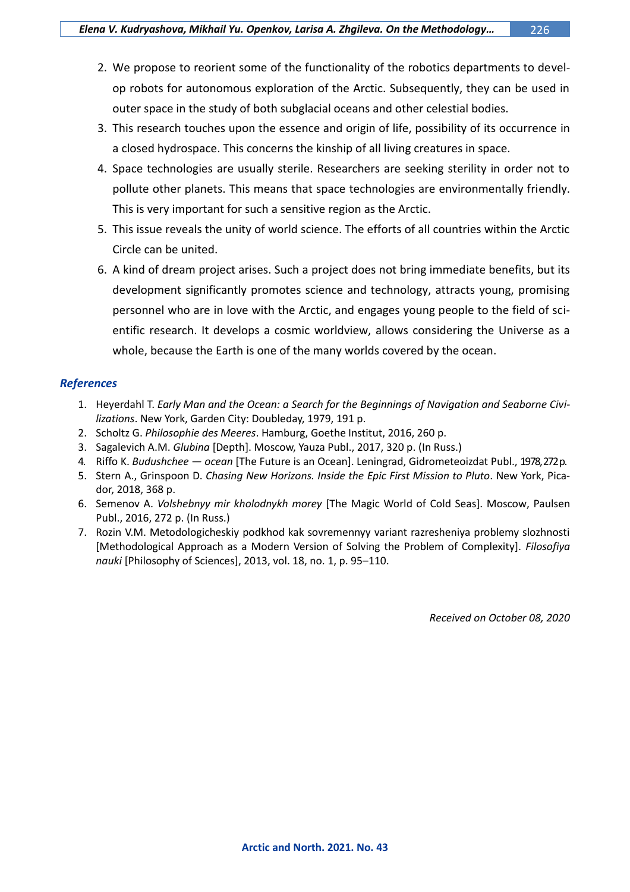2. We propose to reorient some of the functionality of the robotics departments to develop robots for autonomous exploration of the Arctic. Subsequently, they can be used in outer space in the study of both subglacial oceans and other celestial bodies.
3. This research touches upon the essence and origin of life, possibility of its occurrence in a closed hydrospace. This concerns the kinship of all living creatures in space.
4. Space technologies are usually sterile. Researchers are seeking sterility in order not to pollute other planets. This means that space technologies are environmentally friendly. This is very important for such a sensitive region as the Arctic.
5. This issue reveals the unity of world science. The efforts of all countries within the Arctic Circle can be united.
6. A kind of dream project arises. Such a project does not bring immediate benefits, but its development significantly promotes science and technology, attracts young, promising personnel who are in love with the Arctic, and engages young people to the field of scientific research. It develops a cosmic worldview, allows considering the Universe as a whole, because the Earth is one of the many worlds covered by the ocean.

## References

1. Heyerdahl T. *Early Man and the Ocean: a Search for the Beginnings of Navigation and Seaborne Civilizations*. New York, Garden City: Doubleday, 1979, 191 p.
2. Scholtz G. *Philosophie des Meeres*. Hamburg, Goethe Institut, 2016, 260 p.
3. Sagalevich A.M. *Glubina* [Depth]. Moscow, Yauza Publ., 2017, 320 p. (In Russ.)
4. Riffo K. *Budushchee — ocean* [The Future is an Ocean]. Leningrad, Gidrometeoizdat Publ., 1978, 272 p.
5. Stern A., Grinspoon D. *Chasing New Horizons. Inside the Epic First Mission to Pluto*. New York, Picador, 2018, 368 p.
6. Semenov A. *Volshebnyy mir kholodnykh morey* [The Magic World of Cold Seas]. Moscow, Paulsen Publ., 2016, 272 p. (In Russ.)
7. Rozin V.M. Metodologicheskiy podkhod kak sovremennyy variant razresheniya problemy slozhnosti [Methodological Approach as a Modern Version of Solving the Problem of Complexity]. *Filosofiya nauki* [Philosophy of Sciences], 2013, vol. 18, no. 1, p. 95–110.

*Received on October 08, 2020*